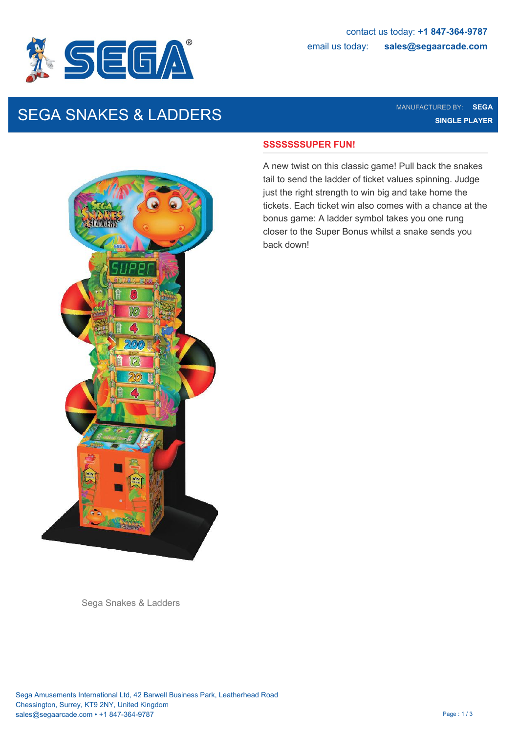contact us today: **+1 847-364-9787**

email us today: **sales@segaarcade.com**

# SEGA SNAKES & LADDERS

MANUFACTURED BY: **SEGA**

**SINGLE PLAYER**

## SSSSSSSUPER FUN!

A new twist on this classic game! Pull back the snakes tail to send the ladder of ticket values spinning. Judge just the right strength to win big and take home the tickets. Each ticket win also comes with a chance at the bonus game: A ladder symbol takes you one rung closer to the Super Bonus whilst a snake sends you back down!

Sega Snakes & Ladders

Sega Amusements International Ltd, 42 Barwell Business Park, Leatherhead Road
Chessington, Surrey, KT9 2NY, United Kingdom
sales@segaarcade.com • +1 847-364-9787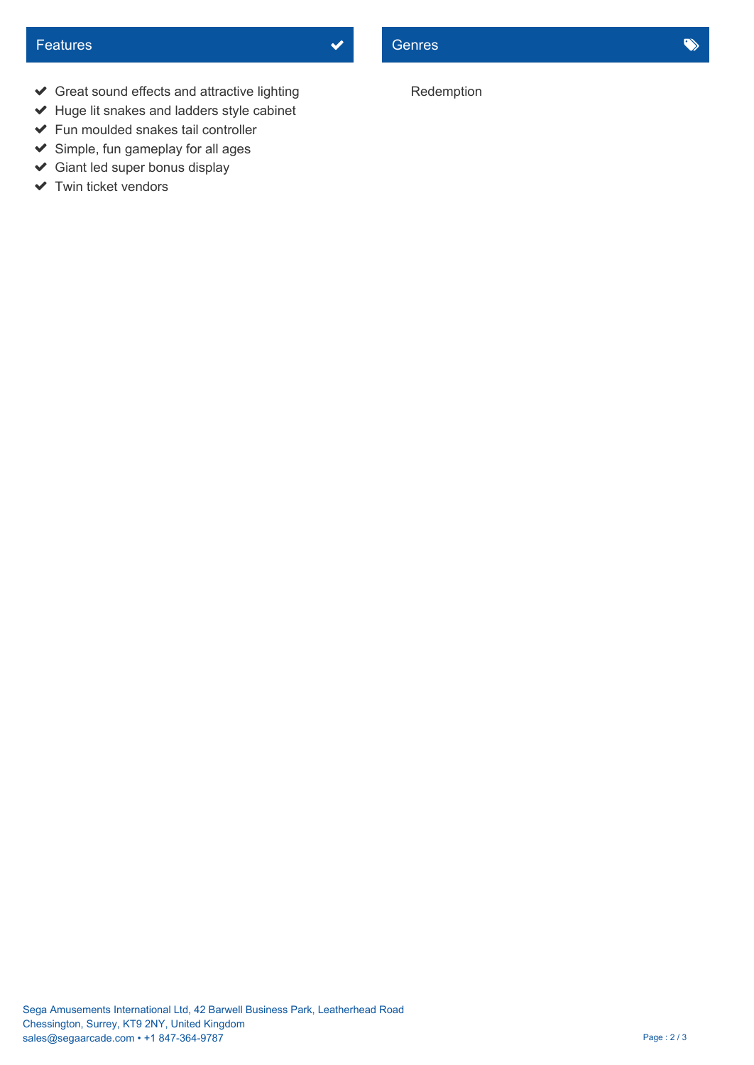## Features

- Great sound effects and attractive lighting
- Huge lit snakes and ladders style cabinet
- Fun moulded snakes tail controller
- Simple, fun gameplay for all ages
- Giant led super bonus display
- Twin ticket vendors

## Genres

Redemption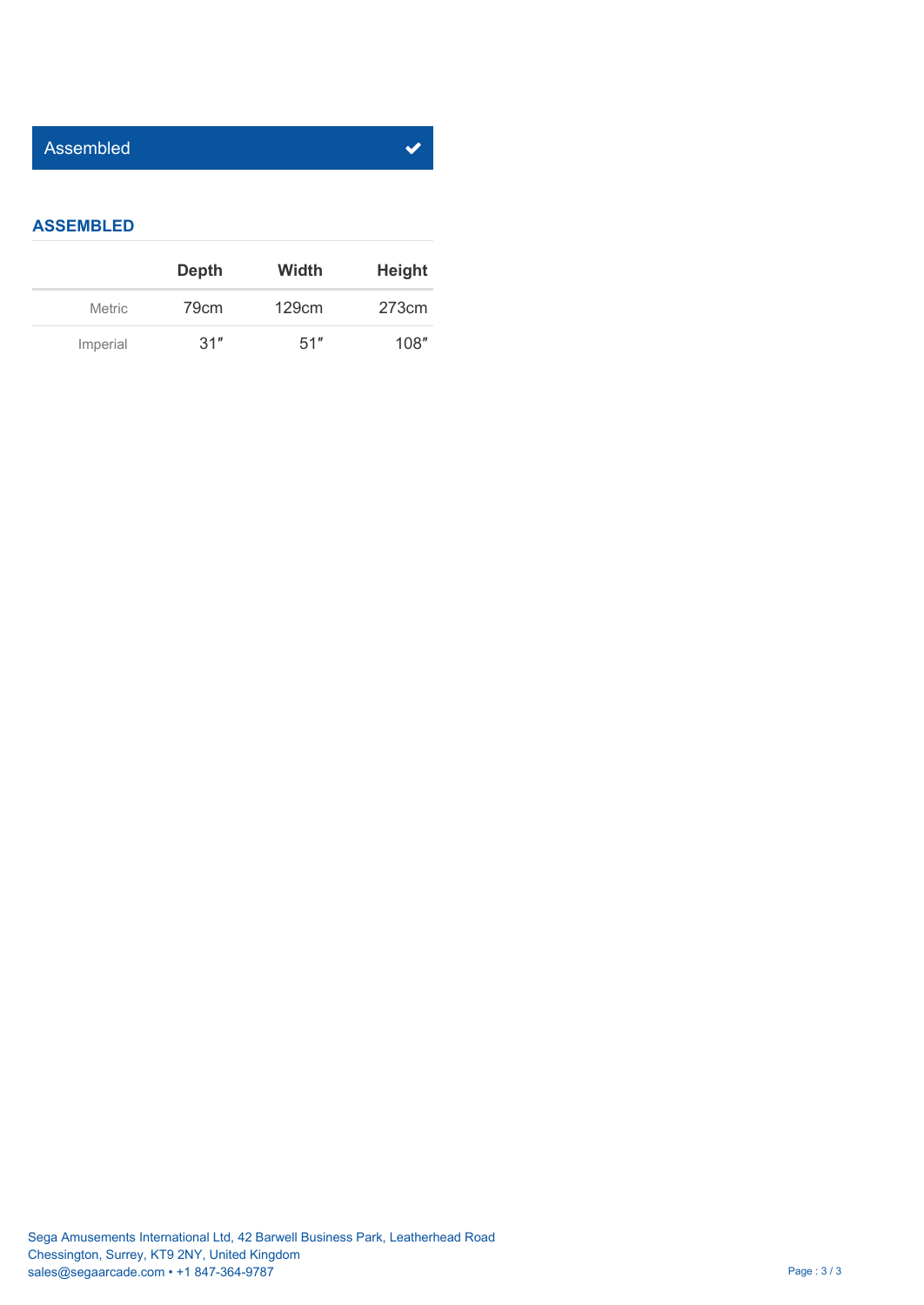Assembled ✔

## ASSEMBLED

| | Depth | Width | Height |
|---|---|---|---|
| Metric | 79cm | 129cm | 273cm |
| Imperial | 31″ | 51″ | 108″ |

Sega Amusements International Ltd, 42 Barwell Business Park, Leatherhead Road
Chessington, Surrey, KT9 2NY, United Kingdom
sales@segaarcade.com • +1 847-364-9787